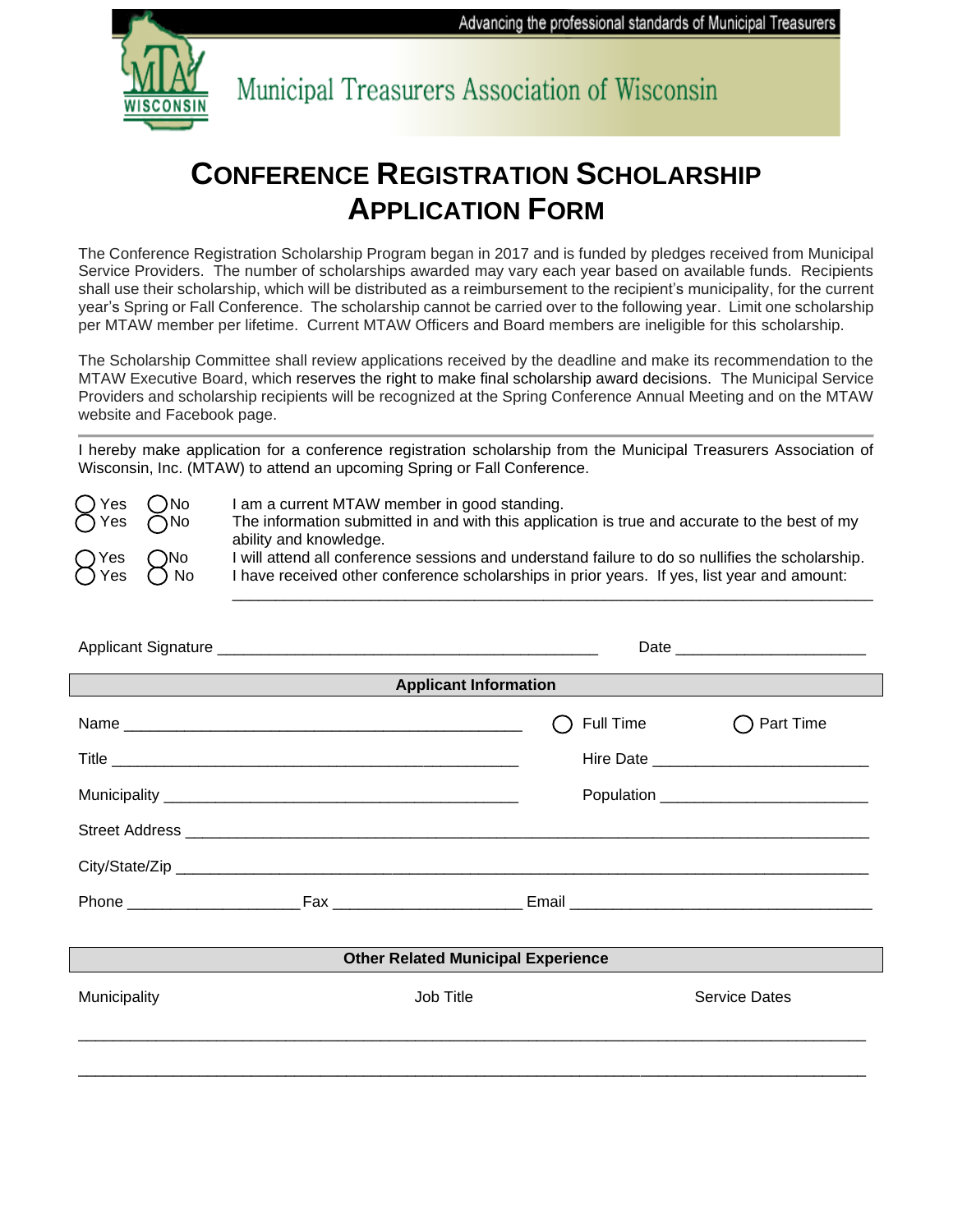Advancing the professional standards of Municipal Treasurers

Municipal Treasurers Association of Wisconsin

# CONFERENCE REGISTRATION SCHOLARSHIP APPLICATION FORM

The Conference Registration Scholarship Program began in 2017 and is funded by pledges received from Municipal Service Providers. The number of scholarships awarded may vary each year based on available funds. Recipients shall use their scholarship, which will be distributed as a reimbursement to the recipient's municipality, for the current year's Spring or Fall Conference. The scholarship cannot be carried over to the following year. Limit one scholarship per MTAW member per lifetime. Current MTAW Officers and Board members are ineligible for this scholarship.

The Scholarship Committee shall review applications received by the deadline and make its recommendation to the MTAW Executive Board, which reserves the right to make final scholarship award decisions. The Municipal Service Providers and scholarship recipients will be recognized at the Spring Conference Annual Meeting and on the MTAW website and Facebook page.

---

I hereby make application for a conference registration scholarship from the Municipal Treasurers Association of Wisconsin, Inc. (MTAW) to attend an upcoming Spring or Fall Conference.

◯ Yes ◯ No — I am a current MTAW member in good standing.

◯ Yes ◯ No — The information submitted in and with this application is true and accurate to the best of my ability and knowledge.

◯ Yes ◯ No — I will attend all conference sessions and understand failure to do so nullifies the scholarship.

◯ Yes ◯ No — I have received other conference scholarships in prior years. If yes, list year and amount:

______________________________________________________________________

Applicant Signature ______________________________________ Date ____________________

## Applicant Information

Name __________________________________________ ◯ Full Time ◯ Part Time

Title __________________________________________ Hire Date ______________________

Municipality ____________________________________ Population _____________________

Street Address ______________________________________________________________

City/State/Zip _______________________________________________________________

Phone __________________ Fax ____________________ Email ________________________

## Other Related Municipal Experience

| Municipality | Job Title | Service Dates |
|---|---|---|
| | | |
| | | |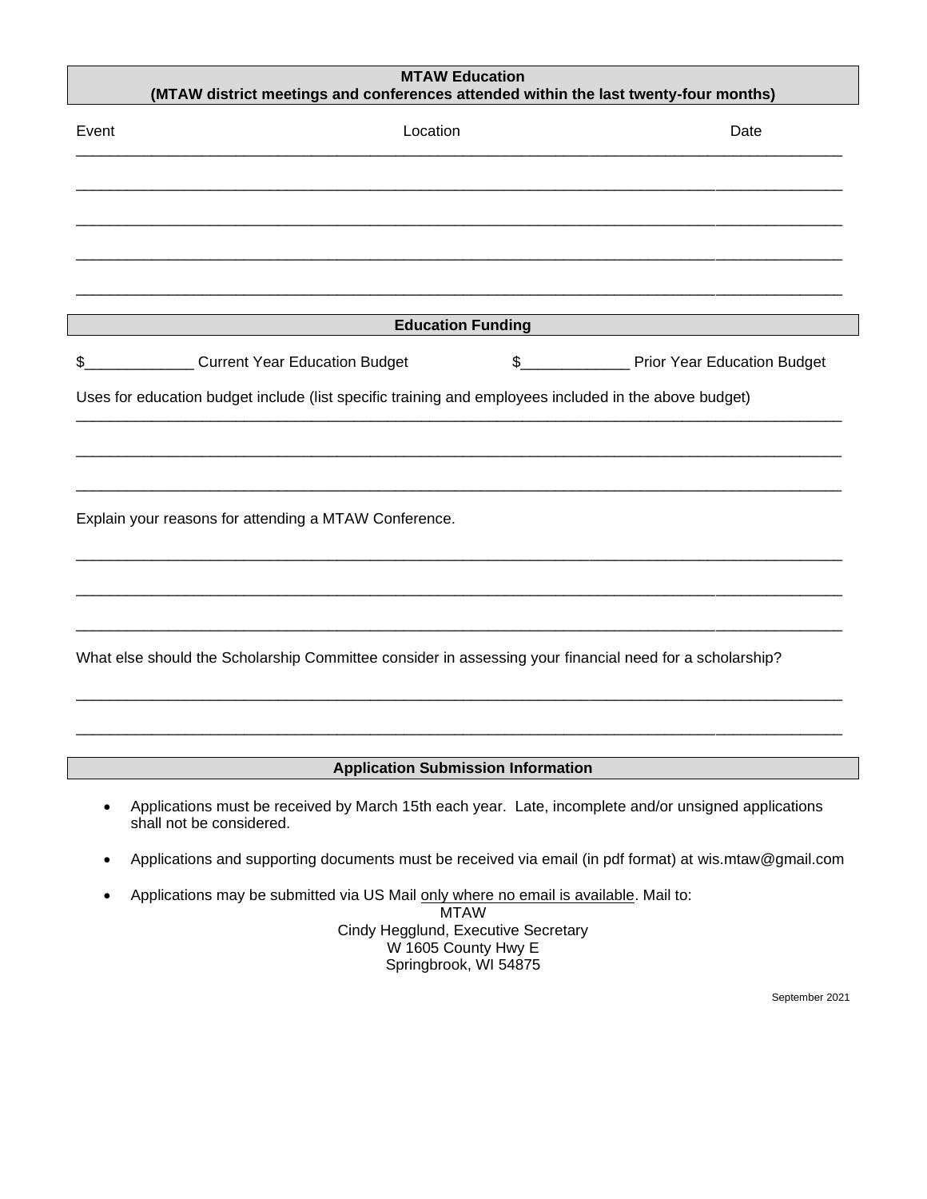## MTAW Education
### (MTAW district meetings and conferences attended within the last twenty-four months)

| Event | Location | Date |
| --- | --- | --- |
| | | |
| | | |
| | | |
| | | |
| | | |

## Education Funding

$_____________ Current Year Education Budget $_____________ Prior Year Education Budget

Uses for education budget include (list specific training and employees included in the above budget)

_______________________________________________________________________________________

_______________________________________________________________________________________

_______________________________________________________________________________________

Explain your reasons for attending a MTAW Conference.

_______________________________________________________________________________________

_______________________________________________________________________________________

_______________________________________________________________________________________

What else should the Scholarship Committee consider in assessing your financial need for a scholarship?

_______________________________________________________________________________________

_______________________________________________________________________________________

## Application Submission Information

- Applications must be received by March 15th each year. Late, incomplete and/or unsigned applications shall not be considered.
- Applications and supporting documents must be received via email (in pdf format) at wis.mtaw@gmail.com
- Applications may be submitted via US Mail only where no email is available. Mail to:

MTAW
Cindy Hegglund, Executive Secretary
W 1605 County Hwy E
Springbrook, WI 54875

September 2021